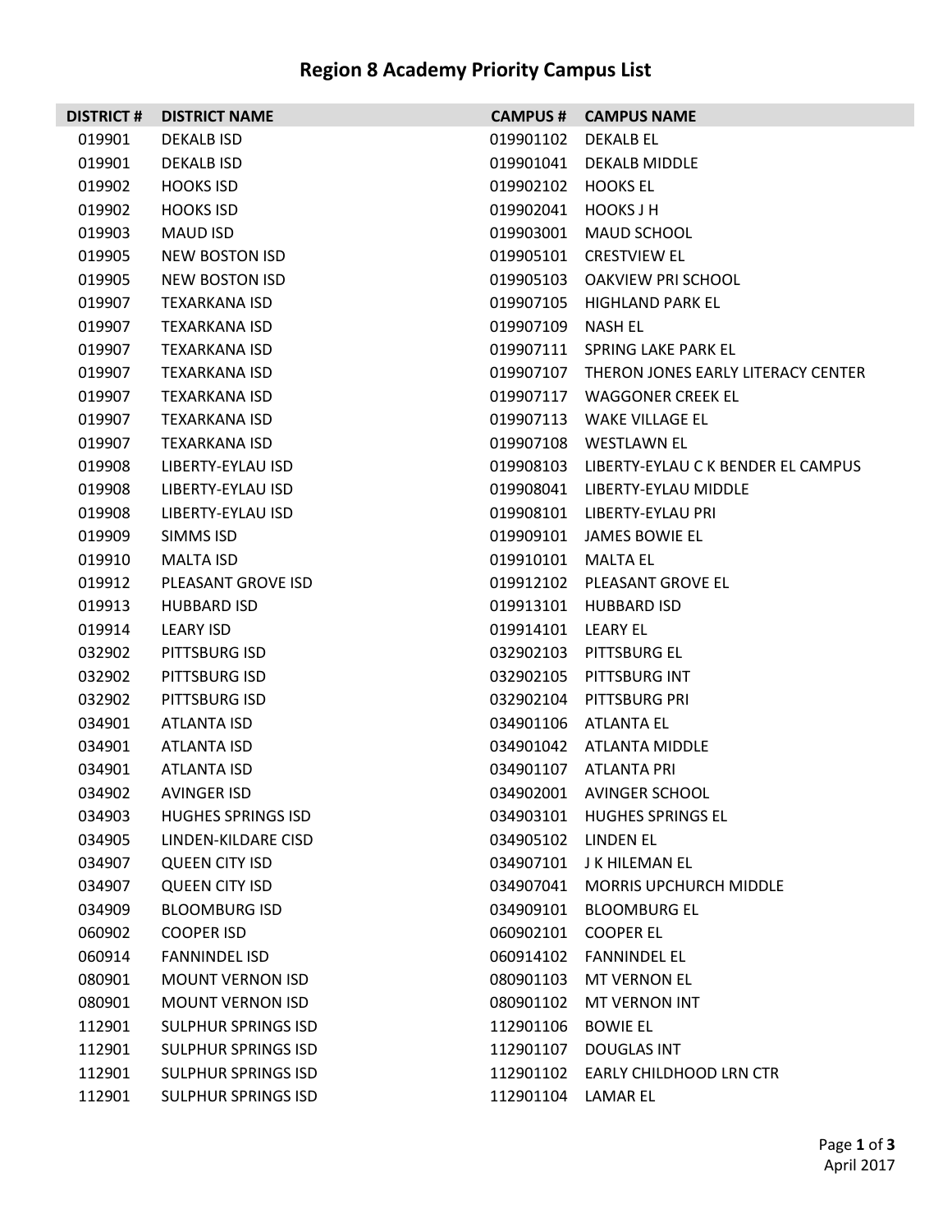# Region 8 Academy Priority Campus List

| DISTRICT # | DISTRICT NAME | CAMPUS # | CAMPUS NAME |
|---|---|---|---|
| 019901 | DEKALB ISD | 019901102 | DEKALB EL |
| 019901 | DEKALB ISD | 019901041 | DEKALB MIDDLE |
| 019902 | HOOKS ISD | 019902102 | HOOKS EL |
| 019902 | HOOKS ISD | 019902041 | HOOKS J H |
| 019903 | MAUD ISD | 019903001 | MAUD SCHOOL |
| 019905 | NEW BOSTON ISD | 019905101 | CRESTVIEW EL |
| 019905 | NEW BOSTON ISD | 019905103 | OAKVIEW PRI SCHOOL |
| 019907 | TEXARKANA ISD | 019907105 | HIGHLAND PARK EL |
| 019907 | TEXARKANA ISD | 019907109 | NASH EL |
| 019907 | TEXARKANA ISD | 019907111 | SPRING LAKE PARK EL |
| 019907 | TEXARKANA ISD | 019907107 | THERON JONES EARLY LITERACY CENTER |
| 019907 | TEXARKANA ISD | 019907117 | WAGGONER CREEK EL |
| 019907 | TEXARKANA ISD | 019907113 | WAKE VILLAGE EL |
| 019907 | TEXARKANA ISD | 019907108 | WESTLAWN EL |
| 019908 | LIBERTY-EYLAU ISD | 019908103 | LIBERTY-EYLAU C K BENDER EL CAMPUS |
| 019908 | LIBERTY-EYLAU ISD | 019908041 | LIBERTY-EYLAU MIDDLE |
| 019908 | LIBERTY-EYLAU ISD | 019908101 | LIBERTY-EYLAU PRI |
| 019909 | SIMMS ISD | 019909101 | JAMES BOWIE EL |
| 019910 | MALTA ISD | 019910101 | MALTA EL |
| 019912 | PLEASANT GROVE ISD | 019912102 | PLEASANT GROVE EL |
| 019913 | HUBBARD ISD | 019913101 | HUBBARD ISD |
| 019914 | LEARY ISD | 019914101 | LEARY EL |
| 032902 | PITTSBURG ISD | 032902103 | PITTSBURG EL |
| 032902 | PITTSBURG ISD | 032902105 | PITTSBURG INT |
| 032902 | PITTSBURG ISD | 032902104 | PITTSBURG PRI |
| 034901 | ATLANTA ISD | 034901106 | ATLANTA EL |
| 034901 | ATLANTA ISD | 034901042 | ATLANTA MIDDLE |
| 034901 | ATLANTA ISD | 034901107 | ATLANTA PRI |
| 034902 | AVINGER ISD | 034902001 | AVINGER SCHOOL |
| 034903 | HUGHES SPRINGS ISD | 034903101 | HUGHES SPRINGS EL |
| 034905 | LINDEN-KILDARE CISD | 034905102 | LINDEN EL |
| 034907 | QUEEN CITY ISD | 034907101 | J K HILEMAN EL |
| 034907 | QUEEN CITY ISD | 034907041 | MORRIS UPCHURCH MIDDLE |
| 034909 | BLOOMBURG ISD | 034909101 | BLOOMBURG EL |
| 060902 | COOPER ISD | 060902101 | COOPER EL |
| 060914 | FANNINDEL ISD | 060914102 | FANNINDEL EL |
| 080901 | MOUNT VERNON ISD | 080901103 | MT VERNON EL |
| 080901 | MOUNT VERNON ISD | 080901102 | MT VERNON INT |
| 112901 | SULPHUR SPRINGS ISD | 112901106 | BOWIE EL |
| 112901 | SULPHUR SPRINGS ISD | 112901107 | DOUGLAS INT |
| 112901 | SULPHUR SPRINGS ISD | 112901102 | EARLY CHILDHOOD LRN CTR |
| 112901 | SULPHUR SPRINGS ISD | 112901104 | LAMAR EL |

April 2017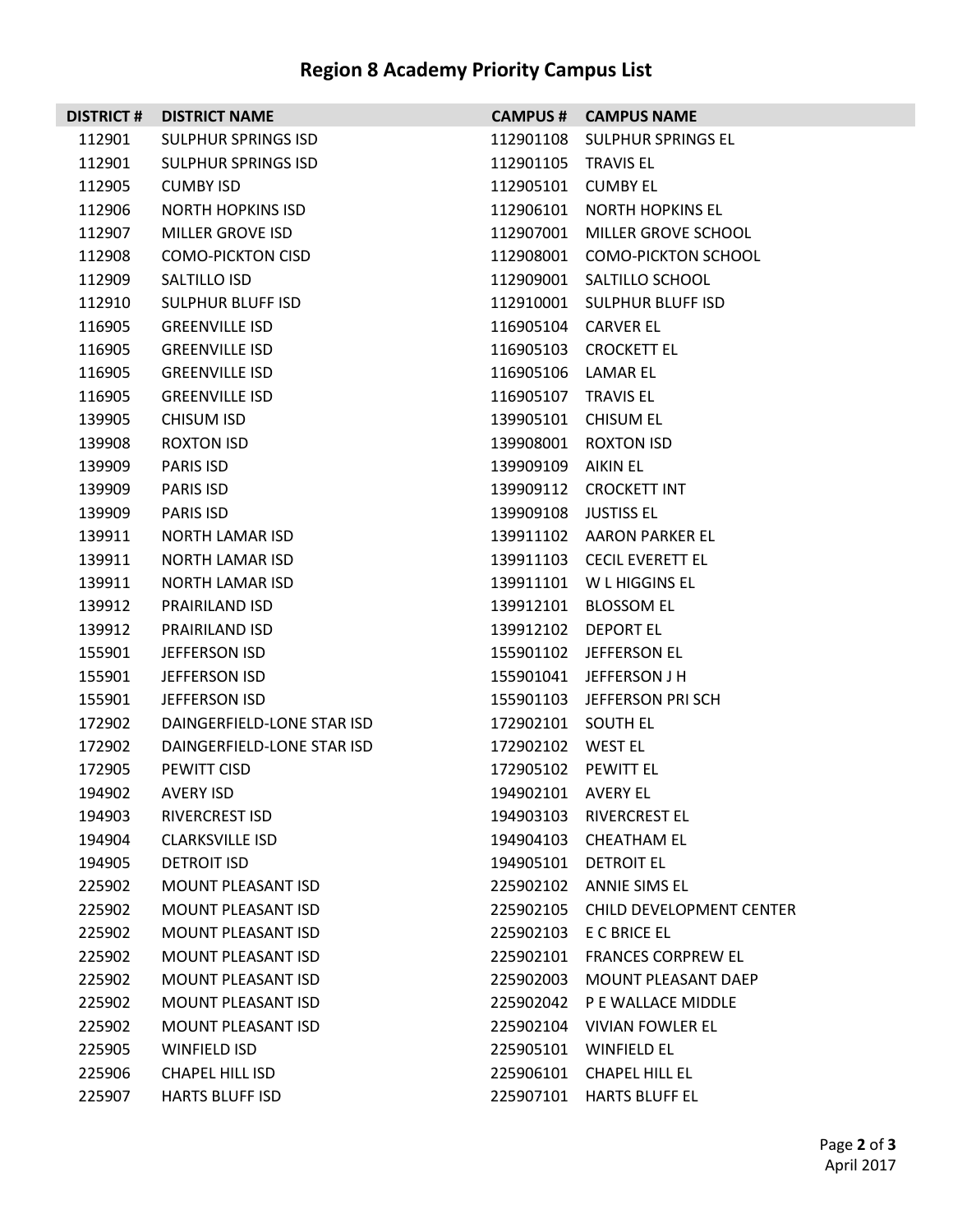# Region 8 Academy Priority Campus List

| DISTRICT # | DISTRICT NAME | CAMPUS # | CAMPUS NAME |
|---|---|---|---|
| 112901 | SULPHUR SPRINGS ISD | 112901108 | SULPHUR SPRINGS EL |
| 112901 | SULPHUR SPRINGS ISD | 112901105 | TRAVIS EL |
| 112905 | CUMBY ISD | 112905101 | CUMBY EL |
| 112906 | NORTH HOPKINS ISD | 112906101 | NORTH HOPKINS EL |
| 112907 | MILLER GROVE ISD | 112907001 | MILLER GROVE SCHOOL |
| 112908 | COMO-PICKTON CISD | 112908001 | COMO-PICKTON SCHOOL |
| 112909 | SALTILLO ISD | 112909001 | SALTILLO SCHOOL |
| 112910 | SULPHUR BLUFF ISD | 112910001 | SULPHUR BLUFF ISD |
| 116905 | GREENVILLE ISD | 116905104 | CARVER EL |
| 116905 | GREENVILLE ISD | 116905103 | CROCKETT EL |
| 116905 | GREENVILLE ISD | 116905106 | LAMAR EL |
| 116905 | GREENVILLE ISD | 116905107 | TRAVIS EL |
| 139905 | CHISUM ISD | 139905101 | CHISUM EL |
| 139908 | ROXTON ISD | 139908001 | ROXTON ISD |
| 139909 | PARIS ISD | 139909109 | AIKIN EL |
| 139909 | PARIS ISD | 139909112 | CROCKETT INT |
| 139909 | PARIS ISD | 139909108 | JUSTISS EL |
| 139911 | NORTH LAMAR ISD | 139911102 | AARON PARKER EL |
| 139911 | NORTH LAMAR ISD | 139911103 | CECIL EVERETT EL |
| 139911 | NORTH LAMAR ISD | 139911101 | W L HIGGINS EL |
| 139912 | PRAIRILAND ISD | 139912101 | BLOSSOM EL |
| 139912 | PRAIRILAND ISD | 139912102 | DEPORT EL |
| 155901 | JEFFERSON ISD | 155901102 | JEFFERSON EL |
| 155901 | JEFFERSON ISD | 155901041 | JEFFERSON J H |
| 155901 | JEFFERSON ISD | 155901103 | JEFFERSON PRI SCH |
| 172902 | DAINGERFIELD-LONE STAR ISD | 172902101 | SOUTH EL |
| 172902 | DAINGERFIELD-LONE STAR ISD | 172902102 | WEST EL |
| 172905 | PEWITT CISD | 172905102 | PEWITT EL |
| 194902 | AVERY ISD | 194902101 | AVERY EL |
| 194903 | RIVERCREST ISD | 194903103 | RIVERCREST EL |
| 194904 | CLARKSVILLE ISD | 194904103 | CHEATHAM EL |
| 194905 | DETROIT ISD | 194905101 | DETROIT EL |
| 225902 | MOUNT PLEASANT ISD | 225902102 | ANNIE SIMS EL |
| 225902 | MOUNT PLEASANT ISD | 225902105 | CHILD DEVELOPMENT CENTER |
| 225902 | MOUNT PLEASANT ISD | 225902103 | E C BRICE EL |
| 225902 | MOUNT PLEASANT ISD | 225902101 | FRANCES CORPREW EL |
| 225902 | MOUNT PLEASANT ISD | 225902003 | MOUNT PLEASANT DAEP |
| 225902 | MOUNT PLEASANT ISD | 225902042 | P E WALLACE MIDDLE |
| 225902 | MOUNT PLEASANT ISD | 225902104 | VIVIAN FOWLER EL |
| 225905 | WINFIELD ISD | 225905101 | WINFIELD EL |
| 225906 | CHAPEL HILL ISD | 225906101 | CHAPEL HILL EL |
| 225907 | HARTS BLUFF ISD | 225907101 | HARTS BLUFF EL |

April 2017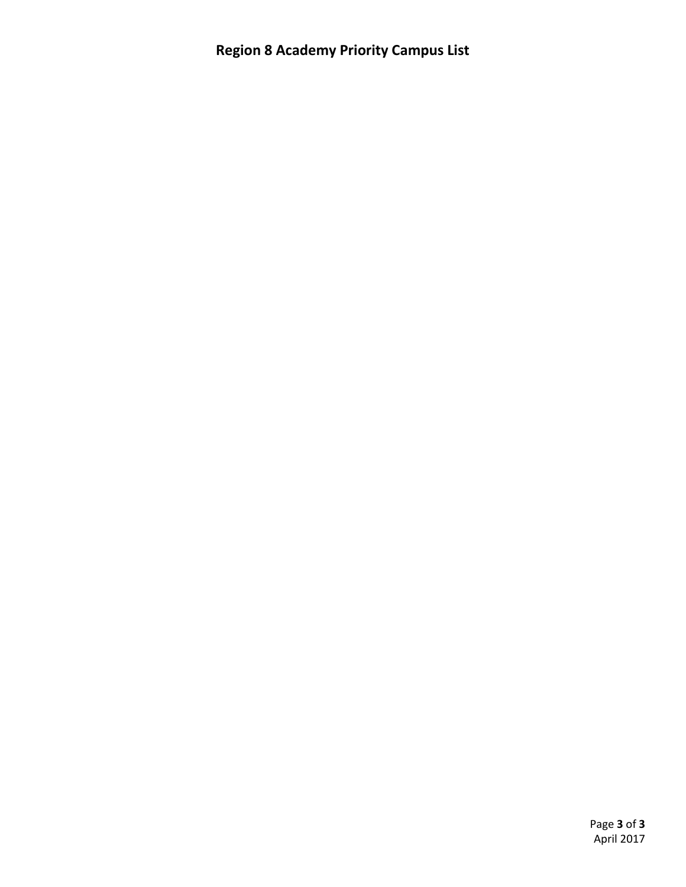# Region 8 Academy Priority Campus List